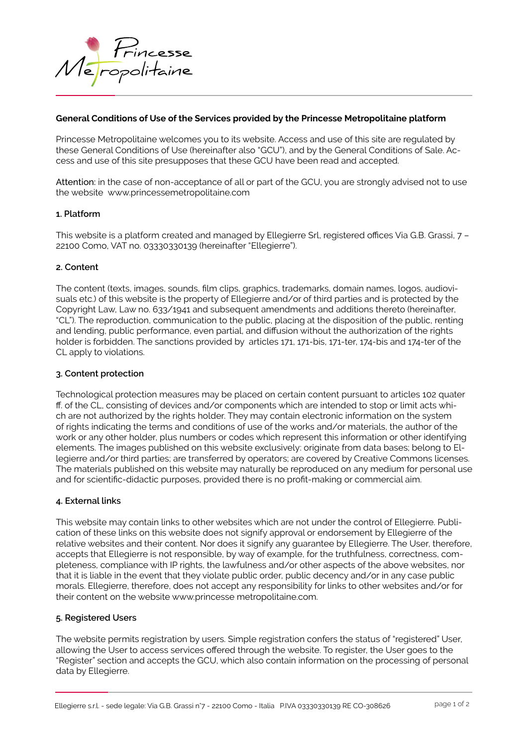Princesse Metropolitaine

## General Conditions of Use of the Services provided by the Princesse Metropolitaine platform

Princesse Metropolitaine welcomes you to its website. Access and use of this site are regulated by these General Conditions of Use (hereinafter also "GCU"), and by the General Conditions of Sale. Access and use of this site presupposes that these GCU have been read and accepted.

Attention: in the case of non-acceptance of all or part of the GCU, you are strongly advised not to use the website www.princessemetropolitaine.com

### 1. Platform

This website is a platform created and managed by Ellegierre Srl, registered offices Via G.B. Grassi, 7 – 22100 Como, VAT no. 03330330139 (hereinafter "Ellegierre").

### 2. Content

The content (texts, images, sounds, film clips, graphics, trademarks, domain names, logos, audiovisuals etc.) of this website is the property of Ellegierre and/or of third parties and is protected by the Copyright Law, Law no. 633/1941 and subsequent amendments and additions thereto (hereinafter, "CL"). The reproduction, communication to the public, placing at the disposition of the public, renting and lending, public performance, even partial, and diffusion without the authorization of the rights holder is forbidden. The sanctions provided by articles 171, 171-bis, 171-ter, 174-bis and 174-ter of the CL apply to violations.

### 3. Content protection

Technological protection measures may be placed on certain content pursuant to articles 102 quater ff. of the CL, consisting of devices and/or components which are intended to stop or limit acts which are not authorized by the rights holder. They may contain electronic information on the system of rights indicating the terms and conditions of use of the works and/or materials, the author of the work or any other holder, plus numbers or codes which represent this information or other identifying elements. The images published on this website exclusively: originate from data bases; belong to Ellegierre and/or third parties; are transferred by operators; are covered by Creative Commons licenses. The materials published on this website may naturally be reproduced on any medium for personal use and for scientific-didactic purposes, provided there is no profit-making or commercial aim.

### 4. External links

This website may contain links to other websites which are not under the control of Ellegierre. Publication of these links on this website does not signify approval or endorsement by Ellegierre of the relative websites and their content. Nor does it signify any guarantee by Ellegierre. The User, therefore, accepts that Ellegierre is not responsible, by way of example, for the truthfulness, correctness, completeness, compliance with IP rights, the lawfulness and/or other aspects of the above websites, nor that it is liable in the event that they violate public order, public decency and/or in any case public morals. Ellegierre, therefore, does not accept any responsibility for links to other websites and/or for their content on the website www.princesse metropolitaine.com.

### 5. Registered Users

The website permits registration by users. Simple registration confers the status of "registered" User, allowing the User to access services offered through the website. To register, the User goes to the "Register" section and accepts the GCU, which also contain information on the processing of personal data by Ellegierre.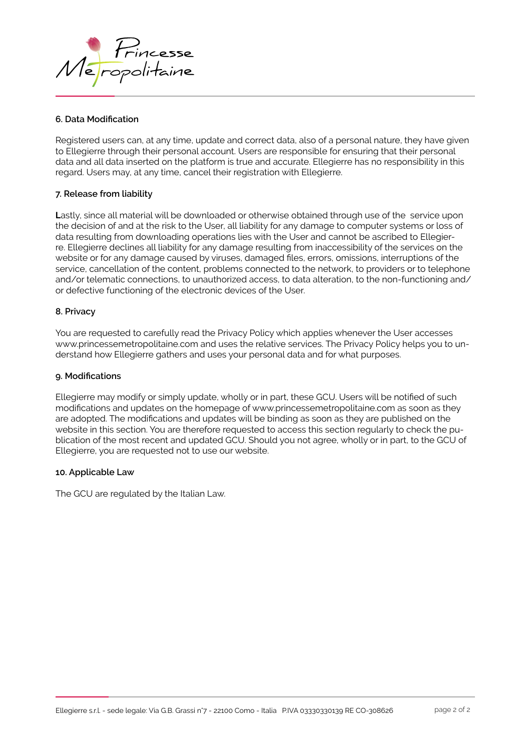### 6. Data Modification

Registered users can, at any time, update and correct data, also of a personal nature, they have given to Ellegierre through their personal account. Users are responsible for ensuring that their personal data and all data inserted on the platform is true and accurate. Ellegierre has no responsibility in this regard. Users may, at any time, cancel their registration with Ellegierre.

### 7. Release from liability

**L**astly, since all material will be downloaded or otherwise obtained through use of the service upon the decision of and at the risk to the User, all liability for any damage to computer systems or loss of data resulting from downloading operations lies with the User and cannot be ascribed to Ellegierre. Ellegierre declines all liability for any damage resulting from inaccessibility of the services on the website or for any damage caused by viruses, damaged files, errors, omissions, interruptions of the service, cancellation of the content, problems connected to the network, to providers or to telephone and/or telematic connections, to unauthorized access, to data alteration, to the non-functioning and/or defective functioning of the electronic devices of the User.

### 8. Privacy

You are requested to carefully read the Privacy Policy which applies whenever the User accesses www.princessemetropolitaine.com and uses the relative services. The Privacy Policy helps you to understand how Ellegierre gathers and uses your personal data and for what purposes.

### 9. Modifications

Ellegierre may modify or simply update, wholly or in part, these GCU. Users will be notified of such modifications and updates on the homepage of www.princessemetropolitaine.com as soon as they are adopted. The modifications and updates will be binding as soon as they are published on the website in this section. You are therefore requested to access this section regularly to check the publication of the most recent and updated GCU. Should you not agree, wholly or in part, to the GCU of Ellegierre, you are requested not to use our website.

### 10. Applicable Law

The GCU are regulated by the Italian Law.